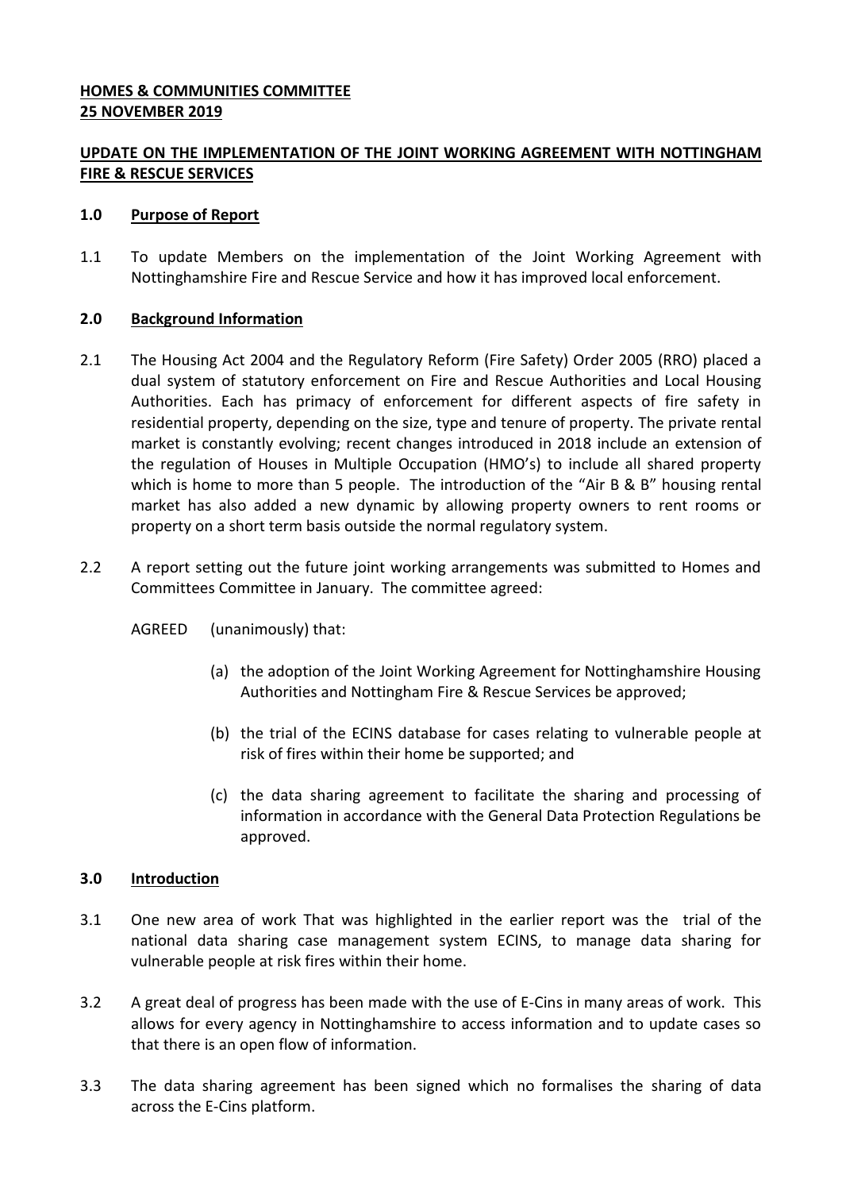**HOMES & COMMUNITIES COMMITTEE**
**25 NOVEMBER 2019**

**UPDATE ON THE IMPLEMENTATION OF THE JOINT WORKING AGREEMENT WITH NOTTINGHAM FIRE & RESCUE SERVICES**

## 1.0 Purpose of Report

1.1 To update Members on the implementation of the Joint Working Agreement with Nottinghamshire Fire and Rescue Service and how it has improved local enforcement.

## 2.0 Background Information

2.1 The Housing Act 2004 and the Regulatory Reform (Fire Safety) Order 2005 (RRO) placed a dual system of statutory enforcement on Fire and Rescue Authorities and Local Housing Authorities. Each has primacy of enforcement for different aspects of fire safety in residential property, depending on the size, type and tenure of property. The private rental market is constantly evolving; recent changes introduced in 2018 include an extension of the regulation of Houses in Multiple Occupation (HMO's) to include all shared property which is home to more than 5 people. The introduction of the "Air B & B" housing rental market has also added a new dynamic by allowing property owners to rent rooms or property on a short term basis outside the normal regulatory system.

2.2 A report setting out the future joint working arrangements was submitted to Homes and Committees Committee in January. The committee agreed:

AGREED (unanimously) that:

(a) the adoption of the Joint Working Agreement for Nottinghamshire Housing Authorities and Nottingham Fire & Rescue Services be approved;

(b) the trial of the ECINS database for cases relating to vulnerable people at risk of fires within their home be supported; and

(c) the data sharing agreement to facilitate the sharing and processing of information in accordance with the General Data Protection Regulations be approved.

## 3.0 Introduction

3.1 One new area of work That was highlighted in the earlier report was the trial of the national data sharing case management system ECINS, to manage data sharing for vulnerable people at risk fires within their home.

3.2 A great deal of progress has been made with the use of E-Cins in many areas of work. This allows for every agency in Nottinghamshire to access information and to update cases so that there is an open flow of information.

3.3 The data sharing agreement has been signed which no formalises the sharing of data across the E-Cins platform.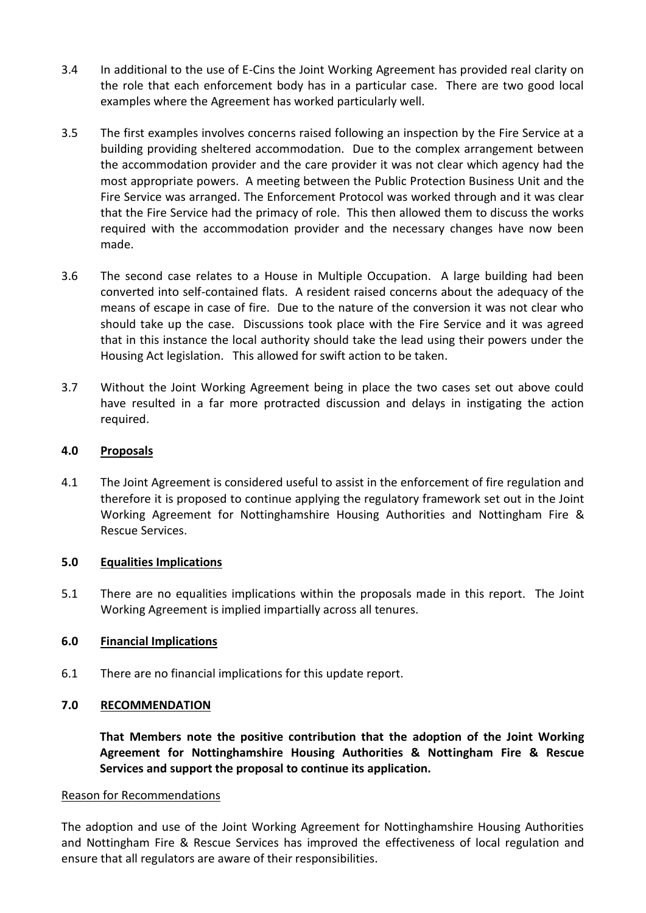3.4 In additional to the use of E-Cins the Joint Working Agreement has provided real clarity on the role that each enforcement body has in a particular case. There are two good local examples where the Agreement has worked particularly well.

3.5 The first examples involves concerns raised following an inspection by the Fire Service at a building providing sheltered accommodation. Due to the complex arrangement between the accommodation provider and the care provider it was not clear which agency had the most appropriate powers. A meeting between the Public Protection Business Unit and the Fire Service was arranged. The Enforcement Protocol was worked through and it was clear that the Fire Service had the primacy of role. This then allowed them to discuss the works required with the accommodation provider and the necessary changes have now been made.

3.6 The second case relates to a House in Multiple Occupation. A large building had been converted into self-contained flats. A resident raised concerns about the adequacy of the means of escape in case of fire. Due to the nature of the conversion it was not clear who should take up the case. Discussions took place with the Fire Service and it was agreed that in this instance the local authority should take the lead using their powers under the Housing Act legislation. This allowed for swift action to be taken.

3.7 Without the Joint Working Agreement being in place the two cases set out above could have resulted in a far more protracted discussion and delays in instigating the action required.

## 4.0 Proposals

4.1 The Joint Agreement is considered useful to assist in the enforcement of fire regulation and therefore it is proposed to continue applying the regulatory framework set out in the Joint Working Agreement for Nottinghamshire Housing Authorities and Nottingham Fire & Rescue Services.

## 5.0 Equalities Implications

5.1 There are no equalities implications within the proposals made in this report. The Joint Working Agreement is implied impartially across all tenures.

## 6.0 Financial Implications

6.1 There are no financial implications for this update report.

## 7.0 RECOMMENDATION

**That Members note the positive contribution that the adoption of the Joint Working Agreement for Nottinghamshire Housing Authorities & Nottingham Fire & Rescue Services and support the proposal to continue its application.**

Reason for Recommendations

The adoption and use of the Joint Working Agreement for Nottinghamshire Housing Authorities and Nottingham Fire & Rescue Services has improved the effectiveness of local regulation and ensure that all regulators are aware of their responsibilities.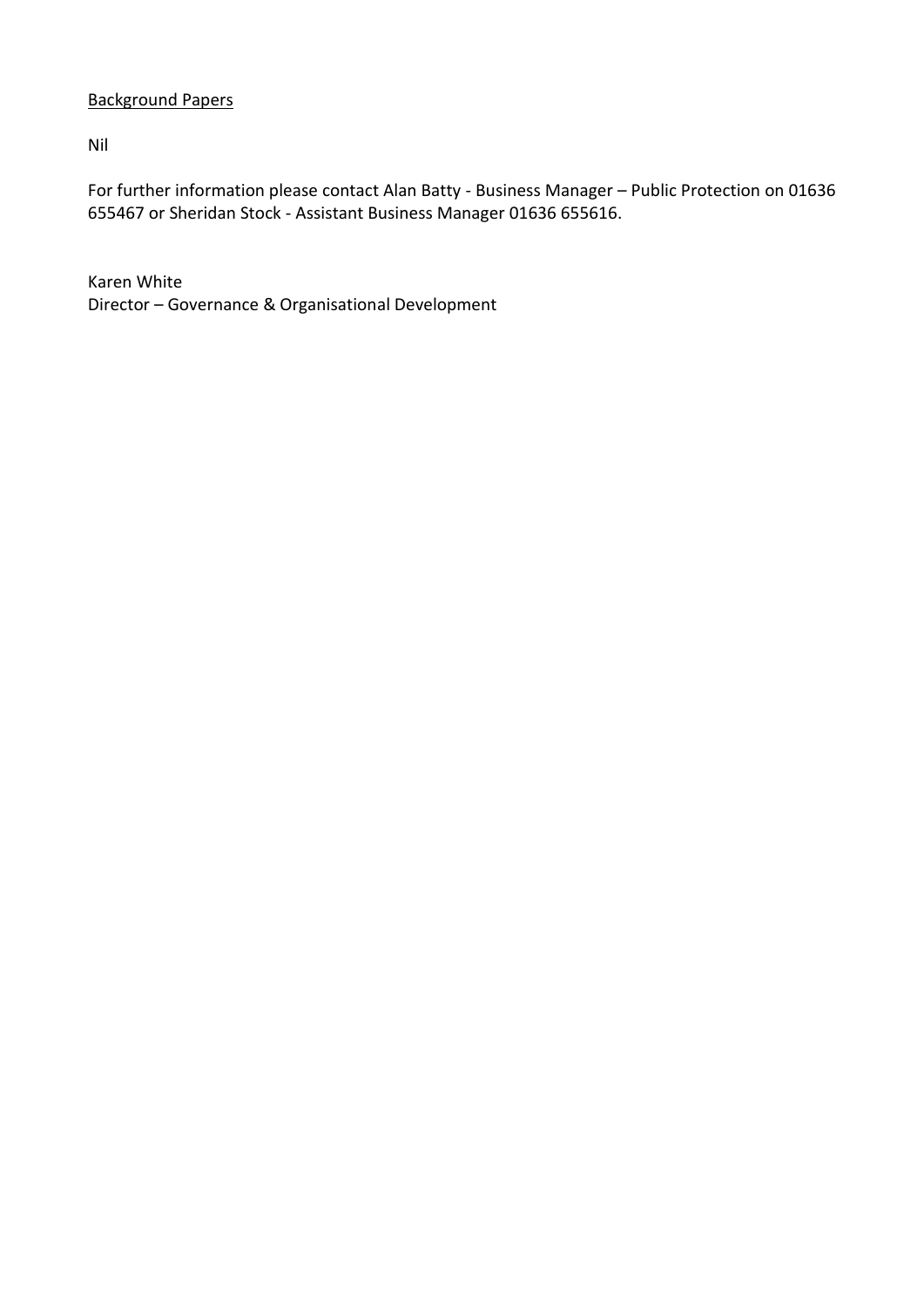Background Papers

Nil

For further information please contact Alan Batty - Business Manager – Public Protection on 01636 655467 or Sheridan Stock - Assistant Business Manager 01636 655616.

Karen White
Director – Governance & Organisational Development